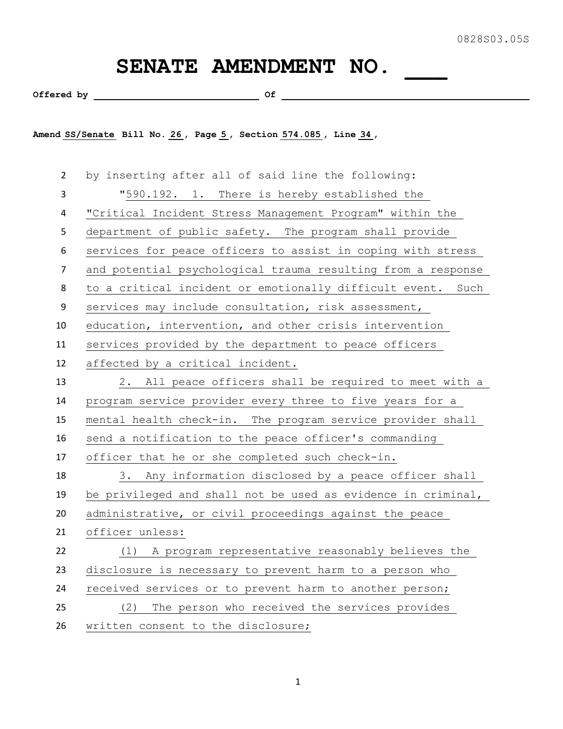0828S03.05S

# SENATE AMENDMENT NO. ___

**Offered by** ______________________ **Of** ______________________

**Amend** SS/Senate **Bill No.** 26 **, Page** 5 **, Section** 574.085 **, Line** 34 **,**

by inserting after all of said line the following:

"590.192. 1. There is hereby established the "Critical Incident Stress Management Program" within the department of public safety. The program shall provide services for peace officers to assist in coping with stress and potential psychological trauma resulting from a response to a critical incident or emotionally difficult event. Such services may include consultation, risk assessment, education, intervention, and other crisis intervention services provided by the department to peace officers affected by a critical incident.

2. All peace officers shall be required to meet with a program service provider every three to five years for a mental health check-in. The program service provider shall send a notification to the peace officer's commanding officer that he or she completed such check-in.

3. Any information disclosed by a peace officer shall be privileged and shall not be used as evidence in criminal, administrative, or civil proceedings against the peace officer unless:

(1) A program representative reasonably believes the disclosure is necessary to prevent harm to a person who received services or to prevent harm to another person;

(2) The person who received the services provides written consent to the disclosure;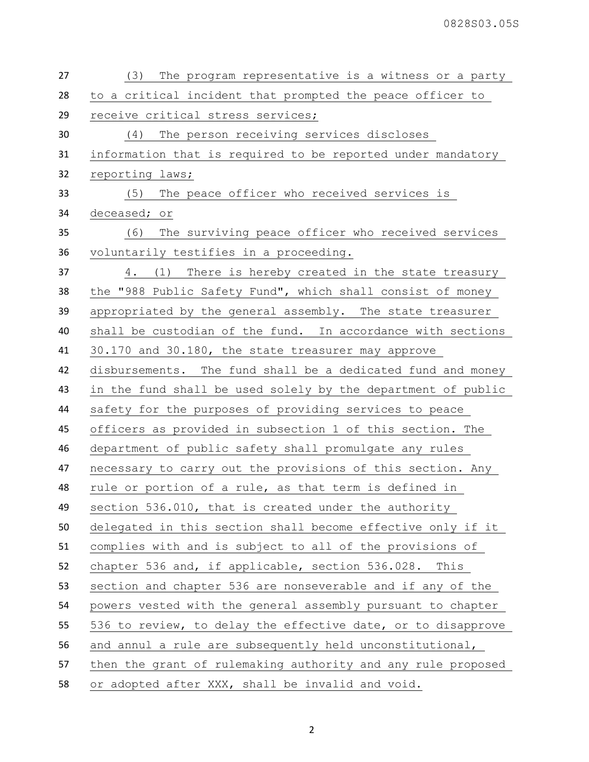(3) The program representative is a witness or a party to a critical incident that prompted the peace officer to receive critical stress services;

(4) The person receiving services discloses information that is required to be reported under mandatory reporting laws;

(5) The peace officer who received services is deceased; or

(6) The surviving peace officer who received services voluntarily testifies in a proceeding.

4. (1) There is hereby created in the state treasury the "988 Public Safety Fund", which shall consist of money appropriated by the general assembly. The state treasurer shall be custodian of the fund. In accordance with sections 30.170 and 30.180, the state treasurer may approve disbursements. The fund shall be a dedicated fund and money in the fund shall be used solely by the department of public safety for the purposes of providing services to peace officers as provided in subsection 1 of this section. The department of public safety shall promulgate any rules necessary to carry out the provisions of this section. Any rule or portion of a rule, as that term is defined in section 536.010, that is created under the authority delegated in this section shall become effective only if it complies with and is subject to all of the provisions of chapter 536 and, if applicable, section 536.028. This section and chapter 536 are nonseverable and if any of the powers vested with the general assembly pursuant to chapter 536 to review, to delay the effective date, or to disapprove and annul a rule are subsequently held unconstitutional, then the grant of rulemaking authority and any rule proposed or adopted after XXX, shall be invalid and void.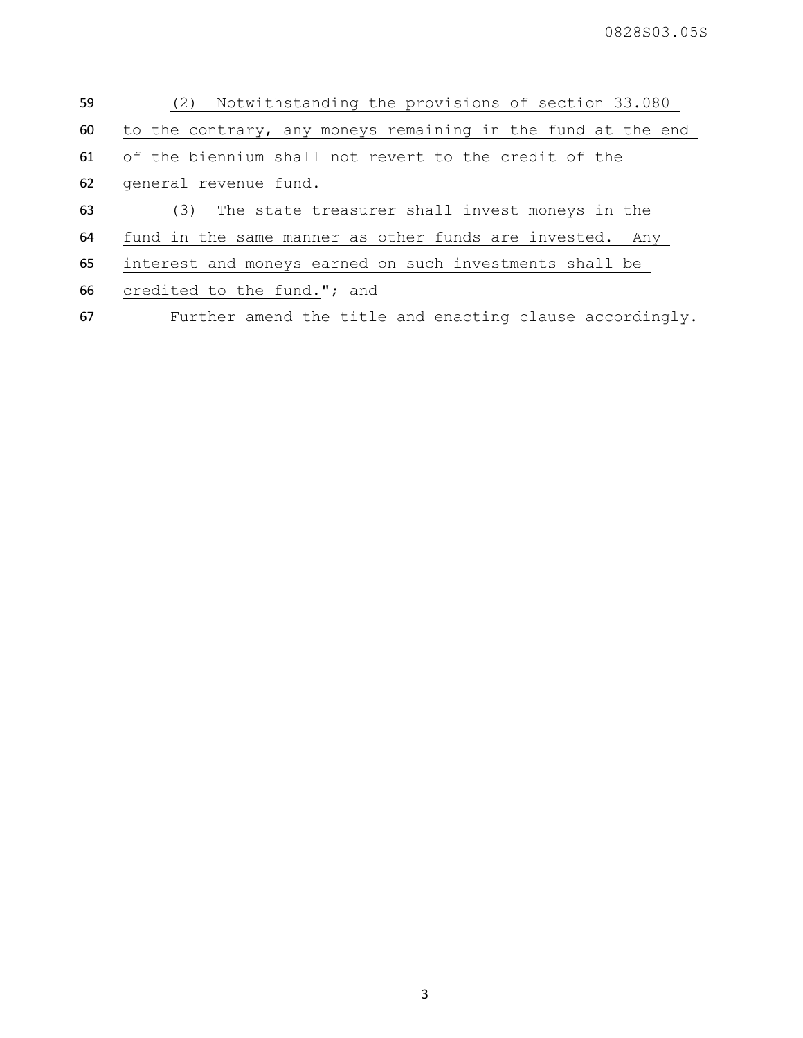(2) Notwithstanding the provisions of section 33.080 to the contrary, any moneys remaining in the fund at the end of the biennium shall not revert to the credit of the general revenue fund.

(3) The state treasurer shall invest moneys in the fund in the same manner as other funds are invested. Any interest and moneys earned on such investments shall be credited to the fund."; and

Further amend the title and enacting clause accordingly.